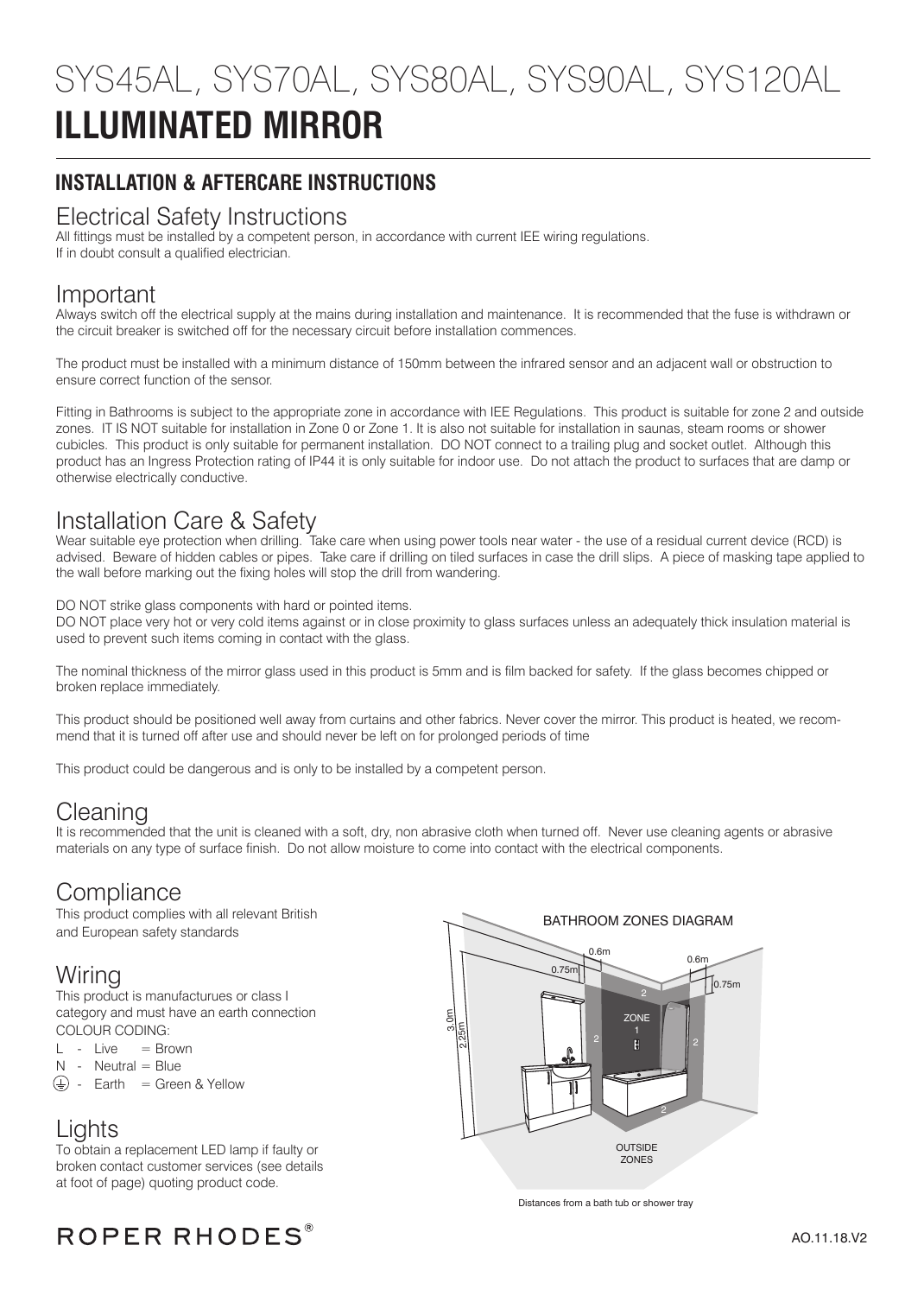# SYS45AL, SYS70AL, SYS80AL, SYS90AL, SYS120AL
# ILLUMINATED MIRROR

## INSTALLATION & AFTERCARE INSTRUCTIONS

## Electrical Safety Instructions

All fittings must be installed by a competent person, in accordance with current IEE wiring regulations.
If in doubt consult a qualified electrician.

## Important

Always switch off the electrical supply at the mains during installation and maintenance. It is recommended that the fuse is withdrawn or the circuit breaker is switched off for the necessary circuit before installation commences.

The product must be installed with a minimum distance of 150mm between the infrared sensor and an adjacent wall or obstruction to ensure correct function of the sensor.

Fitting in Bathrooms is subject to the appropriate zone in accordance with IEE Regulations. This product is suitable for zone 2 and outside zones. IT IS NOT suitable for installation in Zone 0 or Zone 1. It is also not suitable for installation in saunas, steam rooms or shower cubicles. This product is only suitable for permanent installation. DO NOT connect to a trailing plug and socket outlet. Although this product has an Ingress Protection rating of IP44 it is only suitable for indoor use. Do not attach the product to surfaces that are damp or otherwise electrically conductive.

## Installation Care & Safety

Wear suitable eye protection when drilling. Take care when using power tools near water - the use of a residual current device (RCD) is advised. Beware of hidden cables or pipes. Take care if drilling on tiled surfaces in case the drill slips. A piece of masking tape applied to the wall before marking out the fixing holes will stop the drill from wandering.

DO NOT strike glass components with hard or pointed items.
DO NOT place very hot or very cold items against or in close proximity to glass surfaces unless an adequately thick insulation material is used to prevent such items coming in contact with the glass.

The nominal thickness of the mirror glass used in this product is 5mm and is film backed for safety. If the glass becomes chipped or broken replace immediately.

This product should be positioned well away from curtains and other fabrics. Never cover the mirror. This product is heated, we recommend that it is turned off after use and should never be left on for prolonged periods of time

This product could be dangerous and is only to be installed by a competent person.

## Cleaning

It is recommended that the unit is cleaned with a soft, dry, non abrasive cloth when turned off. Never use cleaning agents or abrasive materials on any type of surface finish. Do not allow moisture to come into contact with the electrical components.

## Compliance

This product complies with all relevant British and European safety standards

## Wiring

This product is manufacturues or class I category and must have an earth connection
COLOUR CODING:

- L - Live = Brown
- N - Neutral = Blue
- ⏚ - Earth = Green & Yellow

## Lights

To obtain a replacement LED lamp if faulty or broken contact customer services (see details at foot of page) quoting product code.

BATHROOM ZONES DIAGRAM

0.6m, 0.75m, 0.6m, 0.75m, 3.0m, 2.25m, ZONE 1, 2, 2, 2, 2, OUTSIDE ZONES

Distances from a bath tub or shower tray

ROPER RHODES®

AO.11.18.V2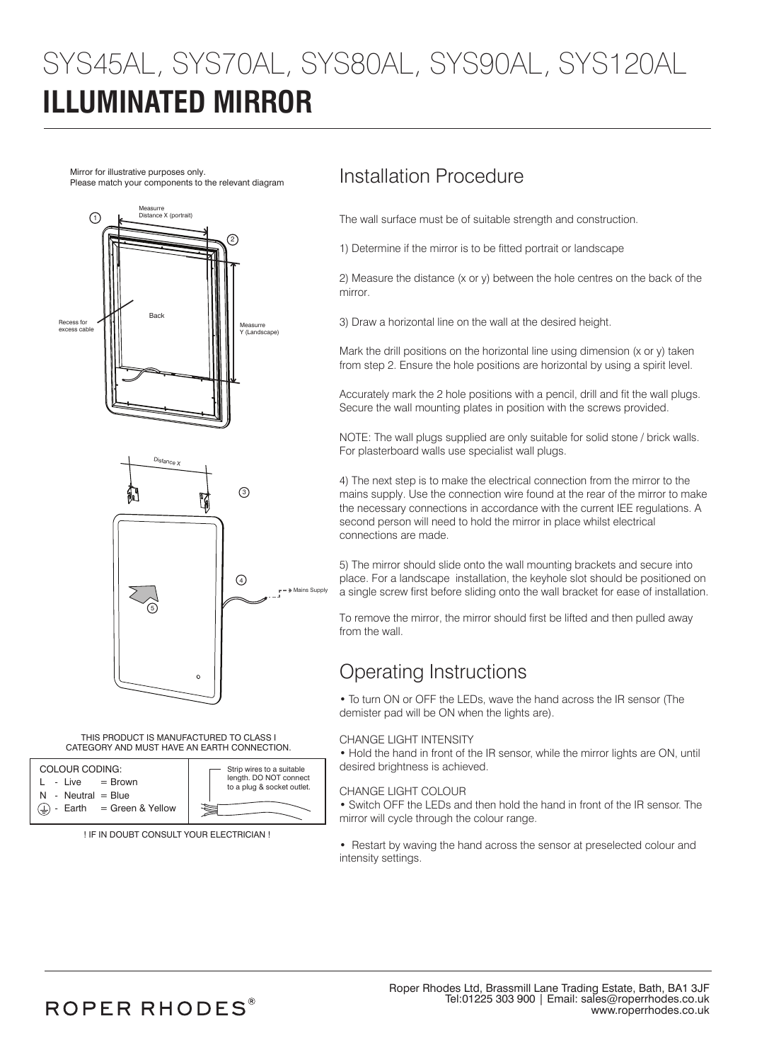# SYS45AL, SYS70AL, SYS80AL, SYS90AL, SYS120AL

# ILLUMINATED MIRROR

Mirror for illustrative purposes only.
Please match your components to the relevant diagram

1
Measurre
Distance X (portrait)
2
Recess for excess cable
Back
Measurre
Y (Landscape)

Distance X
3
4
Mains Supply
5

THIS PRODUCT IS MANUFACTURED TO CLASS I CATEGORY AND MUST HAVE AN EARTH CONNECTION.

COLOUR CODING:
L - Live = Brown
N - Neutral = Blue
⏚ - Earth = Green & Yellow

Strip wires to a suitable length. DO NOT connect to a plug & socket outlet.

! IF IN DOUBT CONSULT YOUR ELECTRICIAN !

## Installation Procedure

The wall surface must be of suitable strength and construction.

1) Determine if the mirror is to be fitted portrait or landscape

2) Measure the distance (x or y) between the hole centres on the back of the mirror.

3) Draw a horizontal line on the wall at the desired height.

Mark the drill positions on the horizontal line using dimension (x or y) taken from step 2. Ensure the hole positions are horizontal by using a spirit level.

Accurately mark the 2 hole positions with a pencil, drill and fit the wall plugs. Secure the wall mounting plates in position with the screws provided.

NOTE: The wall plugs supplied are only suitable for solid stone / brick walls. For plasterboard walls use specialist wall plugs.

4) The next step is to make the electrical connection from the mirror to the mains supply. Use the connection wire found at the rear of the mirror to make the necessary connections in accordance with the current IEE regulations. A second person will need to hold the mirror in place whilst electrical connections are made.

5) The mirror should slide onto the wall mounting brackets and secure into place. For a landscape installation, the keyhole slot should be positioned on a single screw first before sliding onto the wall bracket for ease of installation.

To remove the mirror, the mirror should first be lifted and then pulled away from the wall.

## Operating Instructions

• To turn ON or OFF the LEDs, wave the hand across the IR sensor (The demister pad will be ON when the lights are).

CHANGE LIGHT INTENSITY

• Hold the hand in front of the IR sensor, while the mirror lights are ON, until desired brightness is achieved.

CHANGE LIGHT COLOUR

• Switch OFF the LEDs and then hold the hand in front of the IR sensor. The mirror will cycle through the colour range.

• Restart by waving the hand across the sensor at preselected colour and intensity settings.

ROPER RHODES®

Roper Rhodes Ltd, Brassmill Lane Trading Estate, Bath, BA1 3JF
Tel:01225 303 900 | Email: sales@roperrhodes.co.uk
www.roperrhodes.co.uk